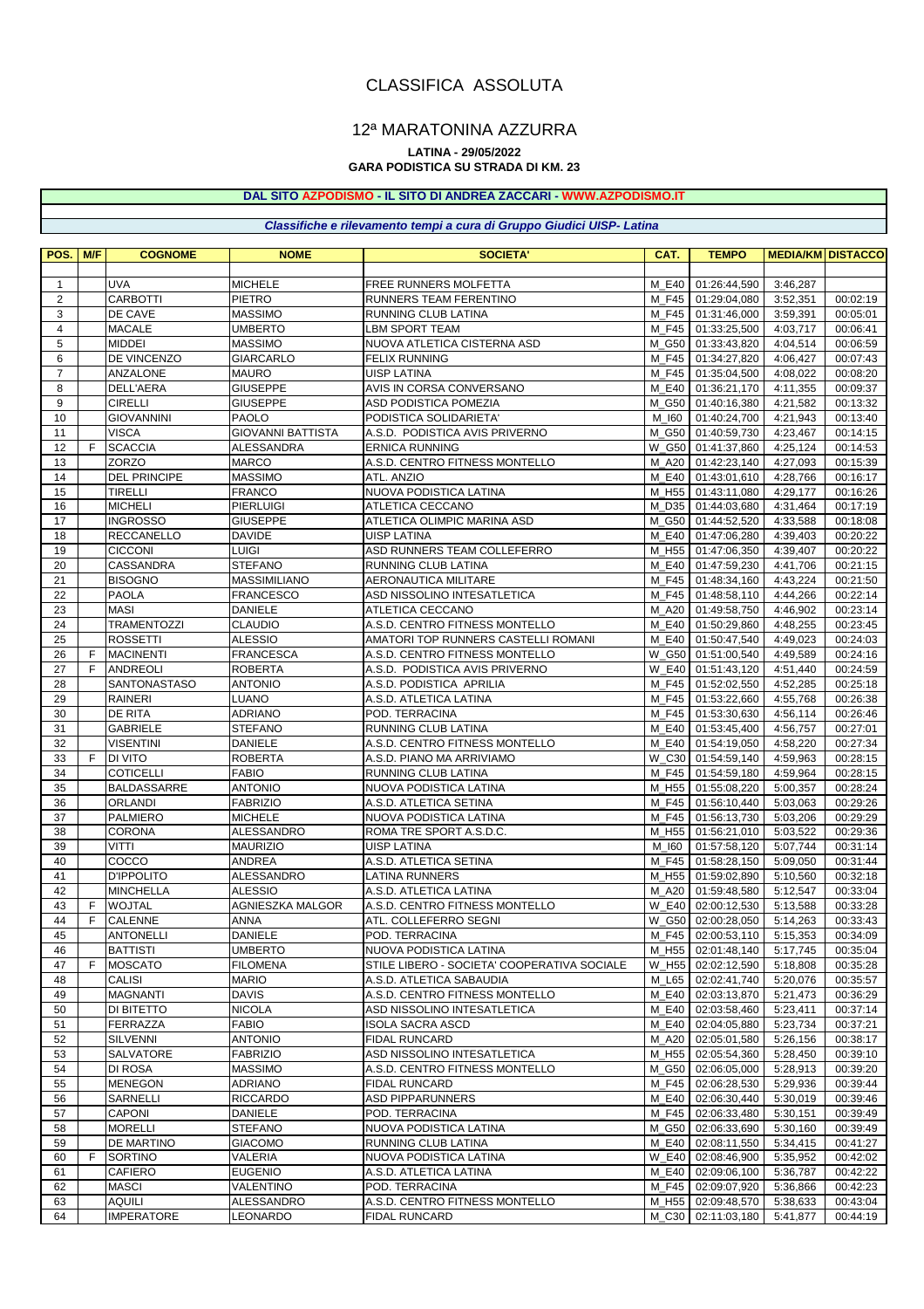# CLASSIFICA ASSOLUTA

## 12ª MARATONINA AZZURRA

**LATINA - 29/05/2022**
**GARA PODISTICA SU STRADA DI KM. 23**

**DAL SITO AZPODISMO - IL SITO DI ANDREA ZACCARI - WWW.AZPODISMO.IT**

***Classifiche e rilevamento tempi a cura di Gruppo Giudici UISP- Latina***

| POS. | M/F | COGNOME | NOME | SOCIETA' | CAT. | TEMPO | MEDIA/KM | DISTACCO |
|---|---|---|---|---|---|---|---|---|
| 1 | | UVA | MICHELE | FREE RUNNERS MOLFETTA | M_E40 | 01:26:44,590 | 3:46,287 | |
| 2 | | CARBOTTI | PIETRO | RUNNERS TEAM FERENTINO | M_F45 | 01:29:04,080 | 3:52,351 | 00:02:19 |
| 3 | | DE CAVE | MASSIMO | RUNNING CLUB LATINA | M_F45 | 01:31:46,000 | 3:59,391 | 00:05:01 |
| 4 | | MACALE | UMBERTO | LBM SPORT TEAM | M_F45 | 01:33:25,500 | 4:03,717 | 00:06:41 |
| 5 | | MIDDEI | MASSIMO | NUOVA ATLETICA CISTERNA ASD | M_G50 | 01:33:43,820 | 4:04,514 | 00:06:59 |
| 6 | | DE VINCENZO | GIARCARLO | FELIX RUNNING | M_F45 | 01:34:27,820 | 4:06,427 | 00:07:43 |
| 7 | | ANZALONE | MAURO | UISP LATINA | M_F45 | 01:35:04,500 | 4:08,022 | 00:08:20 |
| 8 | | DELL'AERA | GIUSEPPE | AVIS IN CORSA CONVERSANO | M_E40 | 01:36:21,170 | 4:11,355 | 00:09:37 |
| 9 | | CIRELLI | GIUSEPPE | ASD PODISTICA POMEZIA | M_G50 | 01:40:16,380 | 4:21,582 | 00:13:32 |
| 10 | | GIOVANNINI | PAOLO | PODISTICA SOLIDARIETA' | M_I60 | 01:40:24,700 | 4:21,943 | 00:13:40 |
| 11 | | VISCA | GIOVANNI BATTISTA | A.S.D. PODISTICA AVIS PRIVERNO | M_G50 | 01:40:59,730 | 4:23,467 | 00:14:15 |
| 12 | F | SCACCIA | ALESSANDRA | ERNICA RUNNING | W_G50 | 01:41:37,860 | 4:25,124 | 00:14:53 |
| 13 | | ZORZO | MARCO | A.S.D. CENTRO FITNESS MONTELLO | M_A20 | 01:42:23,140 | 4:27,093 | 00:15:39 |
| 14 | | DEL PRINCIPE | MASSIMO | ATL. ANZIO | M_E40 | 01:43:01,610 | 4:28,766 | 00:16:17 |
| 15 | | TIRELLI | FRANCO | NUOVA PODISTICA LATINA | M_H55 | 01:43:11,080 | 4:29,177 | 00:16:26 |
| 16 | | MICHELI | PIERLUIGI | ATLETICA CECCANO | M_D35 | 01:44:03,680 | 4:31,464 | 00:17:19 |
| 17 | | INGROSSO | GIUSEPPE | ATLETICA OLIMPIC MARINA ASD | M_G50 | 01:44:52,520 | 4:33,588 | 00:18:08 |
| 18 | | RECCANELLO | DAVIDE | UISP LATINA | M_E40 | 01:47:06,280 | 4:39,403 | 00:20:22 |
| 19 | | CICCONI | LUIGI | ASD RUNNERS TEAM COLLEFERRO | M_H55 | 01:47:06,350 | 4:39,407 | 00:20:22 |
| 20 | | CASSANDRA | STEFANO | RUNNING CLUB LATINA | M_E40 | 01:47:59,230 | 4:41,706 | 00:21:15 |
| 21 | | BISOGNO | MASSIMILIANO | AERONAUTICA MILITARE | M_F45 | 01:48:34,160 | 4:43,224 | 00:21:50 |
| 22 | | PAOLA | FRANCESCO | ASD NISSOLINO INTESATLETICA | M_F45 | 01:48:58,110 | 4:44,266 | 00:22:14 |
| 23 | | MASI | DANIELE | ATLETICA CECCANO | M_A20 | 01:49:58,750 | 4:46,902 | 00:23:14 |
| 24 | | TRAMENTOZZI | CLAUDIO | A.S.D. CENTRO FITNESS MONTELLO | M_E40 | 01:50:29,860 | 4:48,255 | 00:23:45 |
| 25 | | ROSSETTI | ALESSIO | AMATORI TOP RUNNERS CASTELLI ROMANI | M_E40 | 01:50:47,540 | 4:49,023 | 00:24:03 |
| 26 | F | MACINENTI | FRANCESCA | A.S.D. CENTRO FITNESS MONTELLO | W_G50 | 01:51:00,540 | 4:49,589 | 00:24:16 |
| 27 | F | ANDREOLI | ROBERTA | A.S.D. PODISTICA AVIS PRIVERNO | W_E40 | 01:51:43,120 | 4:51,440 | 00:24:59 |
| 28 | | SANTONASTASO | ANTONIO | A.S.D. PODISTICA APRILIA | M_F45 | 01:52:02,550 | 4:52,285 | 00:25:18 |
| 29 | | RAINERI | LUANO | A.S.D. ATLETICA LATINA | M_F45 | 01:53:22,660 | 4:55,768 | 00:26:38 |
| 30 | | DE RITA | ADRIANO | POD. TERRACINA | M_F45 | 01:53:30,630 | 4:56,114 | 00:26:46 |
| 31 | | GABRIELE | STEFANO | RUNNING CLUB LATINA | M_E40 | 01:53:45,400 | 4:56,757 | 00:27:01 |
| 32 | | VISENTINI | DANIELE | A.S.D. CENTRO FITNESS MONTELLO | M_E40 | 01:54:19,050 | 4:58,220 | 00:27:34 |
| 33 | F | DI VITO | ROBERTA | A.S.D. PIANO MA ARRIVIAMO | W_C30 | 01:54:59,140 | 4:59,963 | 00:28:15 |
| 34 | | COTICELLI | FABIO | RUNNING CLUB LATINA | M_F45 | 01:54:59,180 | 4:59,964 | 00:28:15 |
| 35 | | BALDASSARRE | ANTONIO | NUOVA PODISTICA LATINA | M_H55 | 01:55:08,220 | 5:00,357 | 00:28:24 |
| 36 | | ORLANDI | FABRIZIO | A.S.D. ATLETICA SETINA | M_F45 | 01:56:10,440 | 5:03,063 | 00:29:26 |
| 37 | | PALMIERO | MICHELE | NUOVA PODISTICA LATINA | M_F45 | 01:56:13,730 | 5:03,206 | 00:29:29 |
| 38 | | CORONA | ALESSANDRO | ROMA TRE SPORT A.S.D.C. | M_H55 | 01:56:21,010 | 5:03,522 | 00:29:36 |
| 39 | | VITTI | MAURIZIO | UISP LATINA | M_I60 | 01:57:58,120 | 5:07,744 | 00:31:14 |
| 40 | | COCCO | ANDREA | A.S.D. ATLETICA SETINA | M_F45 | 01:58:28,150 | 5:09,050 | 00:31:44 |
| 41 | | D'IPPOLITO | ALESSANDRO | LATINA RUNNERS | M_H55 | 01:59:02,890 | 5:10,560 | 00:32:18 |
| 42 | | MINCHELLA | ALESSIO | A.S.D. ATLETICA LATINA | M_A20 | 01:59:48,580 | 5:12,547 | 00:33:04 |
| 43 | F | WOJTAL | AGNIESZKA MALGOR | A.S.D. CENTRO FITNESS MONTELLO | W_E40 | 02:00:12,530 | 5:13,588 | 00:33:28 |
| 44 | F | CALENNE | ANNA | ATL. COLLEFERRO SEGNI | W_G50 | 02:00:28,050 | 5:14,263 | 00:33:43 |
| 45 | | ANTONELLI | DANIELE | POD. TERRACINA | M_F45 | 02:00:53,110 | 5:15,353 | 00:34:09 |
| 46 | | BATTISTI | UMBERTO | NUOVA PODISTICA LATINA | M_H55 | 02:01:48,140 | 5:17,745 | 00:35:04 |
| 47 | F | MOSCATO | FILOMENA | STILE LIBERO - SOCIETA' COOPERATIVA SOCIALE | W_H55 | 02:02:12,590 | 5:18,808 | 00:35:28 |
| 48 | | CALISI | MARIO | A.S.D. ATLETICA SABAUDIA | M_L65 | 02:02:41,740 | 5:20,076 | 00:35:57 |
| 49 | | MAGNANTI | DAVIS | A.S.D. CENTRO FITNESS MONTELLO | M_E40 | 02:03:13,870 | 5:21,473 | 00:36:29 |
| 50 | | DI BITETTO | NICOLA | ASD NISSOLINO INTESATLETICA | M_E40 | 02:03:58,460 | 5:23,411 | 00:37:14 |
| 51 | | FERRAZZA | FABIO | ISOLA SACRA ASCD | M_E40 | 02:04:05,880 | 5:23,734 | 00:37:21 |
| 52 | | SILVENNI | ANTONIO | FIDAL RUNCARD | M_A20 | 02:05:01,580 | 5:26,156 | 00:38:17 |
| 53 | | SALVATORE | FABRIZIO | ASD NISSOLINO INTESATLETICA | M_H55 | 02:05:54,360 | 5:28,450 | 00:39:10 |
| 54 | | DI ROSA | MASSIMO | A.S.D. CENTRO FITNESS MONTELLO | M_G50 | 02:06:05,000 | 5:28,913 | 00:39:20 |
| 55 | | MENEGON | ADRIANO | FIDAL RUNCARD | M_F45 | 02:06:28,530 | 5:29,936 | 00:39:44 |
| 56 | | SARNELLI | RICCARDO | ASD PIPPARUNNERS | M_E40 | 02:06:30,440 | 5:30,019 | 00:39:46 |
| 57 | | CAPONI | DANIELE | POD. TERRACINA | M_F45 | 02:06:33,480 | 5:30,151 | 00:39:49 |
| 58 | | MORELLI | STEFANO | NUOVA PODISTICA LATINA | M_G50 | 02:06:33,690 | 5:30,160 | 00:39:49 |
| 59 | | DE MARTINO | GIACOMO | RUNNING CLUB LATINA | M_E40 | 02:08:11,550 | 5:34,415 | 00:41:27 |
| 60 | F | SORTINO | VALERIA | NUOVA PODISTICA LATINA | W_E40 | 02:08:46,900 | 5:35,952 | 00:42:02 |
| 61 | | CAFIERO | EUGENIO | A.S.D. ATLETICA LATINA | M_E40 | 02:09:06,100 | 5:36,787 | 00:42:22 |
| 62 | | MASCI | VALENTINO | POD. TERRACINA | M_F45 | 02:09:07,920 | 5:36,866 | 00:42:23 |
| 63 | | AQUILI | ALESSANDRO | A.S.D. CENTRO FITNESS MONTELLO | M_H55 | 02:09:48,570 | 5:38,633 | 00:43:04 |
| 64 | | IMPERATORE | LEONARDO | FIDAL RUNCARD | M_C30 | 02:11:03,180 | 5:41,877 | 00:44:19 |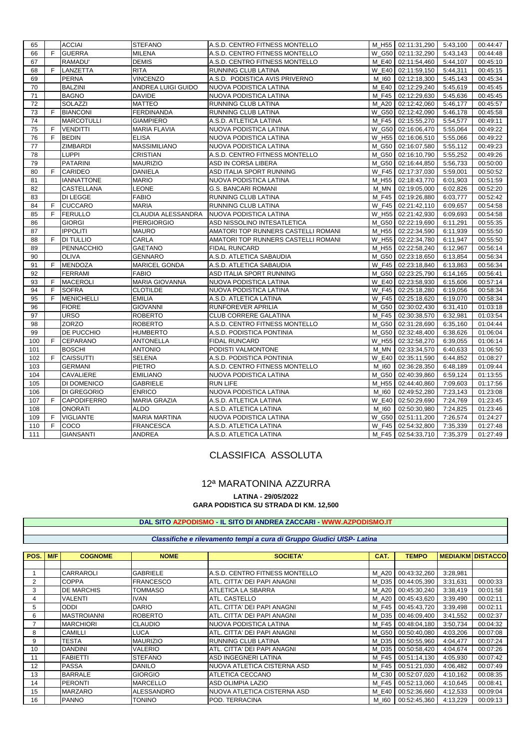| 65 | | ACCIAI | STEFANO | A.S.D. CENTRO FITNESS MONTELLO | M_H55 | 02:11:31,290 | 5:43,100 | 00:44:47 |
|---|---|---|---|---|---|---|---|---|
| 66 | F | GUERRA | MILENA | A.S.D. CENTRO FITNESS MONTELLO | W_G50 | 02:11:32,290 | 5:43,143 | 00:44:48 |
| 67 | | RAMADU' | DEMIS | A.S.D. CENTRO FITNESS MONTELLO | M_E40 | 02:11:54,460 | 5:44,107 | 00:45:10 |
| 68 | F | LANZETTA | RITA | RUNNING CLUB LATINA | W_E40 | 02:11:59,150 | 5:44,311 | 00:45:15 |
| 69 | | PERNA | VINCENZO | A.S.D. PODISTICA AVIS PRIVERNO | M_I60 | 02:12:18,300 | 5:45,143 | 00:45:34 |
| 70 | | BALZINI | ANDREA LUIGI GUIDO | NUOVA PODISTICA LATINA | M_E40 | 02:12:29,240 | 5:45,619 | 00:45:45 |
| 71 | | BAGNO | DAVIDE | NUOVA PODISTICA LATINA | M_F45 | 02:12:29,630 | 5:45,636 | 00:45:45 |
| 72 | | SOLAZZI | MATTEO | RUNNING CLUB LATINA | M_A20 | 02:12:42,060 | 5:46,177 | 00:45:57 |
| 73 | F | BIANCONI | FERDINANDA | RUNNING CLUB LATINA | W_G50 | 02:12:42,090 | 5:46,178 | 00:45:58 |
| 74 | | MARCOTULLI | GIAMPIERO | A.S.D. ATLETICA LATINA | M_F45 | 02:15:55,270 | 5:54,577 | 00:49:11 |
| 75 | F | VENDITTI | MARIA FLAVIA | NUOVA PODISTICA LATINA | W_G50 | 02:16:06,470 | 5:55,064 | 00:49:22 |
| 76 | F | BEDIN | ELISA | NUOVA PODISTICA LATINA | W_H55 | 02:16:06,510 | 5:55,066 | 00:49:22 |
| 77 | | ZIMBARDI | MASSIMILIANO | NUOVA PODISTICA LATINA | M_G50 | 02:16:07,580 | 5:55,112 | 00:49:23 |
| 78 | | LUPPI | CRISTIAN | A.S.D. CENTRO FITNESS MONTELLO | M_G50 | 02:16:10,790 | 5:55,252 | 00:49:26 |
| 79 | | PATARINI | MAURIZIO | ASD IN CORSA LIBERA | M_G50 | 02:16:44,850 | 5:56,733 | 00:50:00 |
| 80 | F | CARIDEO | DANIELA | ASD ITALIA SPORT RUNNING | W_F45 | 02:17:37,030 | 5:59,001 | 00:50:52 |
| 81 | | IANNATTONE | MARIO | NUOVA PODISTICA LATINA | M_H55 | 02:18:43,770 | 6:01,903 | 00:51:59 |
| 82 | | CASTELLANA | LEONE | G.S. BANCARI ROMANI | M_MN | 02:19:05,000 | 6:02,826 | 00:52:20 |
| 83 | | DI LEGGE | FABIO | RUNNING CLUB LATINA | M_F45 | 02:19:26,880 | 6:03,777 | 00:52:42 |
| 84 | F | CUCCARO | MARIA | RUNNING CLUB LATINA | W_F45 | 02:21:42,110 | 6:09,657 | 00:54:58 |
| 85 | F | FERULLO | CLAUDIA ALESSANDRA | NUOVA PODISTICA LATINA | W_H55 | 02:21:42,930 | 6:09,693 | 00:54:58 |
| 86 | | GIORGI | PIERGIORGIO | ASD NISSOLINO INTESATLETICA | M_G50 | 02:22:19,690 | 6:11,291 | 00:55:35 |
| 87 | | IPPOLITI | MAURO | AMATORI TOP RUNNERS CASTELLI ROMANI | M_H55 | 02:22:34,590 | 6:11,939 | 00:55:50 |
| 88 | F | DI TULLIO | CARLA | AMATORI TOP RUNNERS CASTELLI ROMANI | W_H55 | 02:22:34,780 | 6:11,947 | 00:55:50 |
| 89 | | PENNACCHIO | GAETANO | FIDAL RUNCARD | M_H55 | 02:22:58,240 | 6:12,967 | 00:56:14 |
| 90 | | OLIVA | GENNARO | A.S.D. ATLETICA SABAUDIA | M_G50 | 02:23:18,650 | 6:13,854 | 00:56:34 |
| 91 | F | MENDOZA | MARICEL GONDA | A.S.D. ATLETICA SABAUDIA | W_F45 | 02:23:18,840 | 6:13,863 | 00:56:34 |
| 92 | | FERRAMI | FABIO | ASD ITALIA SPORT RUNNING | M_G50 | 02:23:25,790 | 6:14,165 | 00:56:41 |
| 93 | F | MACEROLI | MARIA GIOVANNA | NUOVA PODISTICA LATINA | W_E40 | 02:23:58,930 | 6:15,606 | 00:57:14 |
| 94 | F | SOFRA | CLOTILDE | NUOVA PODISTICA LATINA | W_F45 | 02:25:18,280 | 6:19,056 | 00:58:34 |
| 95 | F | MENICHELLI | EMILIA | A.S.D. ATLETICA LATINA | W_F45 | 02:25:18,620 | 6:19,070 | 00:58:34 |
| 96 | | FIORE | GIOVANNI | RUNFOREVER APRILIA | M_G50 | 02:30:02,430 | 6:31,410 | 01:03:18 |
| 97 | | URSO | ROBERTO | CLUB CORRERE GALATINA | M_F45 | 02:30:38,570 | 6:32,981 | 01:03:54 |
| 98 | | ZORZO | ROBERTO | A.S.D. CENTRO FITNESS MONTELLO | M_G50 | 02:31:28,690 | 6:35,160 | 01:04:44 |
| 99 | | DE PUCCHIO | HUMBERTO | A.S.D. PODISTICA PONTINIA | M_G50 | 02:32:48,400 | 6:38,626 | 01:06:04 |
| 100 | F | CEPARANO | ANTONELLA | FIDAL RUNCARD | W_H55 | 02:32:58,270 | 6:39,055 | 01:06:14 |
| 101 | | BOSCHI | ANTONIO | PODISTI VALMONTONE | M_MN | 02:33:34,570 | 6:40,633 | 01:06:50 |
| 102 | F | CAISSUTTI | SELENA | A.S.D. PODISTICA PONTINIA | W_E40 | 02:35:11,590 | 6:44,852 | 01:08:27 |
| 103 | | GERMANI | PIETRO | A.S.D. CENTRO FITNESS MONTELLO | M_I60 | 02:36:28,350 | 6:48,189 | 01:09:44 |
| 104 | | CAVALIERE | EMILIANO | NUOVA PODISTICA LATINA | M_G50 | 02:40:39,860 | 6:59,124 | 01:13:55 |
| 105 | | DI DOMENICO | GABRIELE | RUN LIFE | M_H55 | 02:44:40,860 | 7:09,603 | 01:17:56 |
| 106 | | DI GREGORIO | ENRICO | NUOVA PODISTICA LATINA | M_I60 | 02:49:52,280 | 7:23,143 | 01:23:08 |
| 107 | F | CAPODIFERRO | MARIA GRAZIA | A.S.D. ATLETICA LATINA | W_E40 | 02:50:29,690 | 7:24,769 | 01:23:45 |
| 108 | | ONORATI | ALDO | A.S.D. ATLETICA LATINA | M_I60 | 02:50:30,980 | 7:24,825 | 01:23:46 |
| 109 | F | VIGLIANTE | MARIA MARTINA | NUOVA PODISTICA LATINA | W_G50 | 02:51:11,200 | 7:26,574 | 01:24:27 |
| 110 | F | COCO | FRANCESCA | A.S.D. ATLETICA LATINA | W_F45 | 02:54:32,800 | 7:35,339 | 01:27:48 |
| 111 | | GIANSANTI | ANDREA | A.S.D. ATLETICA LATINA | M_F45 | 02:54:33,710 | 7:35,379 | 01:27:49 |

## CLASSIFICA ASSOLUTA

## 12ª MARATONINA AZZURRA

**LATINA - 29/05/2022**
**GARA PODISTICA SU STRADA DI KM. 12,500**

**DAL SITO AZPODISMO - IL SITO DI ANDREA ZACCARI - WWW.AZPODISMO.IT**

***Classifiche e rilevamento tempi a cura di Gruppo Giudici UISP- Latina***

| POS. | M/F | COGNOME | NOME | SOCIETA' | CAT. | TEMPO | MEDIA/KM | DISTACCO |
|---|---|---|---|---|---|---|---|---|
| 1 | | CARRAROLI | GABRIELE | A.S.D. CENTRO FITNESS MONTELLO | M_A20 | 00:43:32,260 | 3:28,981 | |
| 2 | | COPPA | FRANCESCO | ATL. CITTA' DEI PAPI ANAGNI | M_D35 | 00:44:05,390 | 3:31,631 | 00:00:33 |
| 3 | | DE MARCHIS | TOMMASO | ATLETICA LA SBARRA | M_A20 | 00:45:30,240 | 3:38,419 | 00:01:58 |
| 4 | | VALENTI | IVAN | ATL. CASTELLO | M_A20 | 00:45:43,620 | 3:39,490 | 00:02:11 |
| 5 | | ODDI | DARIO | ATL. CITTA' DEI PAPI ANAGNI | M_F45 | 00:45:43,720 | 3:39,498 | 00:02:11 |
| 6 | | MASTROIANNI | ROBERTO | ATL. CITTA' DEI PAPI ANAGNI | M_D35 | 00:46:09,400 | 3:41,552 | 00:02:37 |
| 7 | | MARCHIORI | CLAUDIO | NUOVA PODISTICA LATINA | M_F45 | 00:48:04,180 | 3:50,734 | 00:04:32 |
| 8 | | CAMILLI | LUCA | ATL. CITTA' DEI PAPI ANAGNI | M_G50 | 00:50:40,080 | 4:03,206 | 00:07:08 |
| 9 | | TESTA | MAURIZIO | RUNNING CLUB LATINA | M_D35 | 00:50:55,960 | 4:04,477 | 00:07:24 |
| 10 | | DANDINI | VALERIO | ATL. CITTA' DEI PAPI ANAGNI | M_D35 | 00:50:58,420 | 4:04,674 | 00:07:26 |
| 11 | | FABIETTI | STEFANO | ASD INGEGNERI LATINA | M_F45 | 00:51:14,130 | 4:05,930 | 00:07:42 |
| 12 | | PASSA | DANILO | NUOVA ATLETICA CISTERNA ASD | M_F45 | 00:51:21,030 | 4:06,482 | 00:07:49 |
| 13 | | BARRALE | GIORGIO | ATLETICA CECCANO | M_C30 | 00:52:07,020 | 4:10,162 | 00:08:35 |
| 14 | | PERONTI | MARCELLO | ASD OLIMPIA LAZIO | M_F45 | 00:52:13,060 | 4:10,645 | 00:08:41 |
| 15 | | MARZARO | ALESSANDRO | NUOVA ATLETICA CISTERNA ASD | M_E40 | 00:52:36,660 | 4:12,533 | 00:09:04 |
| 16 | | PANNO | TONINO | POD. TERRACINA | M_I60 | 00:52:45,360 | 4:13,229 | 00:09:13 |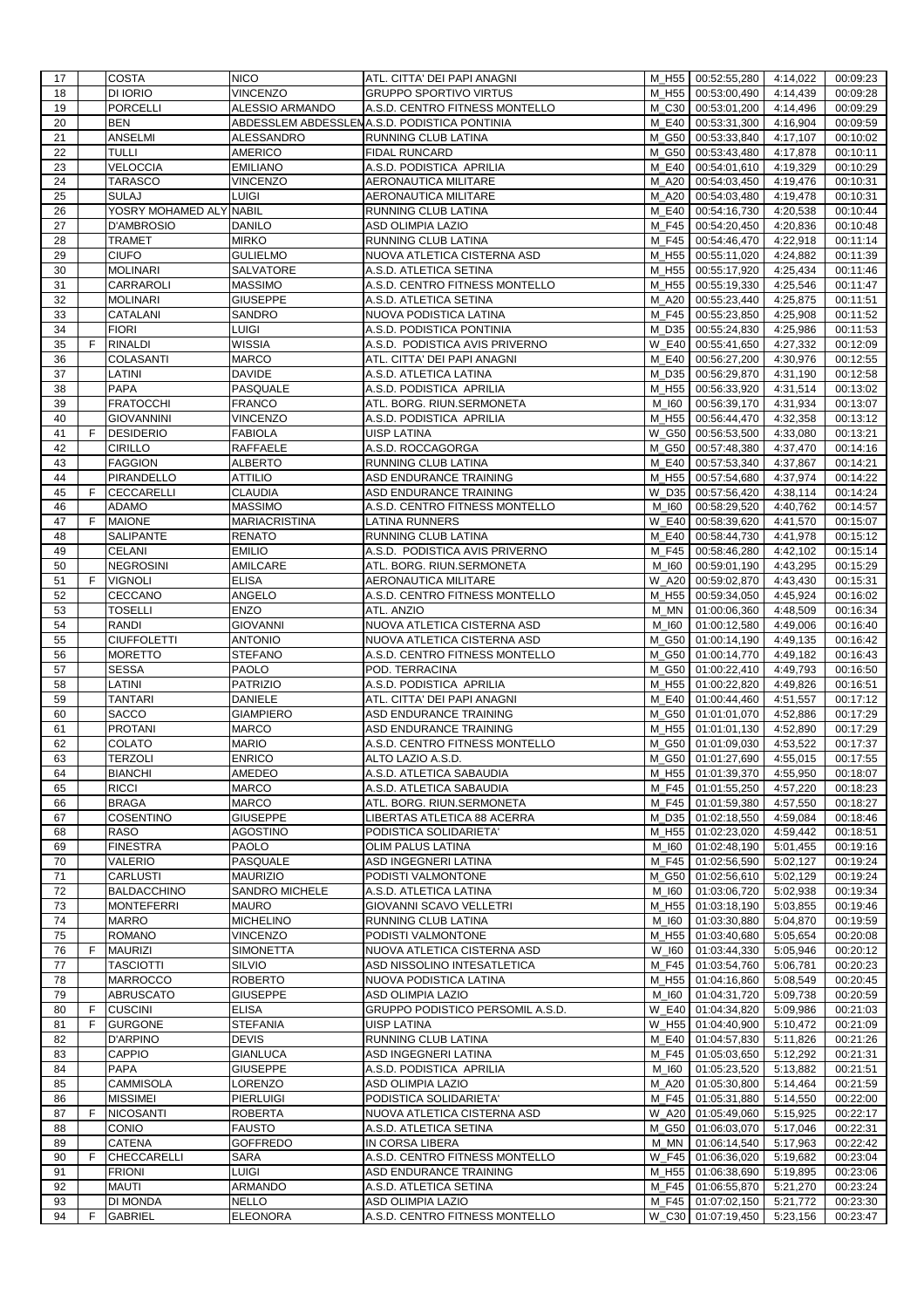| 17 | | COSTA | NICO | ATL. CITTA' DEI PAPI ANAGNI | M_H55 | 00:52:55,280 | 4:14,022 | 00:09:23 |
|---|---|---|---|---|---|---|---|---|
| 18 | | DI IORIO | VINCENZO | GRUPPO SPORTIVO VIRTUS | M_H55 | 00:53:00,490 | 4:14,439 | 00:09:28 |
| 19 | | PORCELLI | ALESSIO ARMANDO | A.S.D. CENTRO FITNESS MONTELLO | M_C30 | 00:53:01,200 | 4:14,496 | 00:09:29 |
| 20 | | BEN | ABDESSLEM ABDESSLEM | A.S.D. PODISTICA PONTINIA | M_E40 | 00:53:31,300 | 4:16,904 | 00:09:59 |
| 21 | | ANSELMI | ALESSANDRO | RUNNING CLUB LATINA | M_G50 | 00:53:33,840 | 4:17,107 | 00:10:02 |
| 22 | | TULLI | AMERICO | FIDAL RUNCARD | M_G50 | 00:53:43,480 | 4:17,878 | 00:10:11 |
| 23 | | VELOCCIA | EMILIANO | A.S.D. PODISTICA APRILIA | M_E40 | 00:54:01,610 | 4:19,329 | 00:10:29 |
| 24 | | TARASCO | VINCENZO | AERONAUTICA MILITARE | M_A20 | 00:54:03,450 | 4:19,476 | 00:10:31 |
| 25 | | SULAJ | LUIGI | AERONAUTICA MILITARE | M_A20 | 00:54:03,480 | 4:19,478 | 00:10:31 |
| 26 | | YOSRY MOHAMED ALY | NABIL | RUNNING CLUB LATINA | M_E40 | 00:54:16,730 | 4:20,538 | 00:10:44 |
| 27 | | D'AMBROSIO | DANILO | ASD OLIMPIA LAZIO | M_F45 | 00:54:20,450 | 4:20,836 | 00:10:48 |
| 28 | | TRAMET | MIRKO | RUNNING CLUB LATINA | M_F45 | 00:54:46,470 | 4:22,918 | 00:11:14 |
| 29 | | CIUFO | GULIELMO | NUOVA ATLETICA CISTERNA ASD | M_H55 | 00:55:11,020 | 4:24,882 | 00:11:39 |
| 30 | | MOLINARI | SALVATORE | A.S.D. ATLETICA SETINA | M_H55 | 00:55:17,920 | 4:25,434 | 00:11:46 |
| 31 | | CARRAROLI | MASSIMO | A.S.D. CENTRO FITNESS MONTELLO | M_H55 | 00:55:19,330 | 4:25,546 | 00:11:47 |
| 32 | | MOLINARI | GIUSEPPE | A.S.D. ATLETICA SETINA | M_A20 | 00:55:23,440 | 4:25,875 | 00:11:51 |
| 33 | | CATALANI | SANDRO | NUOVA PODISTICA LATINA | M_F45 | 00:55:23,850 | 4:25,908 | 00:11:52 |
| 34 | | FIORI | LUIGI | A.S.D. PODISTICA PONTINIA | M_D35 | 00:55:24,830 | 4:25,986 | 00:11:53 |
| 35 | F | RINALDI | WISSIA | A.S.D. PODISTICA AVIS PRIVERNO | W_E40 | 00:55:41,650 | 4:27,332 | 00:12:09 |
| 36 | | COLASANTI | MARCO | ATL. CITTA' DEI PAPI ANAGNI | M_E40 | 00:56:27,200 | 4:30,976 | 00:12:55 |
| 37 | | LATINI | DAVIDE | A.S.D. ATLETICA LATINA | M_D35 | 00:56:29,870 | 4:31,190 | 00:12:58 |
| 38 | | PAPA | PASQUALE | A.S.D. PODISTICA APRILIA | M_H55 | 00:56:33,920 | 4:31,514 | 00:13:02 |
| 39 | | FRATOCCHI | FRANCO | ATL. BORG. RIUN.SERMONETA | M_I60 | 00:56:39,170 | 4:31,934 | 00:13:07 |
| 40 | | GIOVANNINI | VINCENZO | A.S.D. PODISTICA APRILIA | M_H55 | 00:56:44,470 | 4:32,358 | 00:13:12 |
| 41 | F | DESIDERIO | FABIOLA | UISP LATINA | W_G50 | 00:56:53,500 | 4:33,080 | 00:13:21 |
| 42 | | CIRILLO | RAFFAELE | A.S.D. ROCCAGORGA | M_G50 | 00:57:48,380 | 4:37,470 | 00:14:16 |
| 43 | | FAGGION | ALBERTO | RUNNING CLUB LATINA | M_E40 | 00:57:53,340 | 4:37,867 | 00:14:21 |
| 44 | | PIRANDELLO | ATTILIO | ASD ENDURANCE TRAINING | M_H55 | 00:57:54,680 | 4:37,974 | 00:14:22 |
| 45 | F | CECCARELLI | CLAUDIA | ASD ENDURANCE TRAINING | W_D35 | 00:57:56,420 | 4:38,114 | 00:14:24 |
| 46 | | ADAMO | MASSIMO | A.S.D. CENTRO FITNESS MONTELLO | M_I60 | 00:58:29,520 | 4:40,762 | 00:14:57 |
| 47 | F | MAIONE | MARIACRISTINA | LATINA RUNNERS | W_E40 | 00:58:39,620 | 4:41,570 | 00:15:07 |
| 48 | | SALIPANTE | RENATO | RUNNING CLUB LATINA | M_E40 | 00:58:44,730 | 4:41,978 | 00:15:12 |
| 49 | | CELANI | EMILIO | A.S.D. PODISTICA AVIS PRIVERNO | M_F45 | 00:58:46,280 | 4:42,102 | 00:15:14 |
| 50 | | NEGROSINI | AMILCARE | ATL. BORG. RIUN.SERMONETA | M_I60 | 00:59:01,190 | 4:43,295 | 00:15:29 |
| 51 | F | VIGNOLI | ELISA | AERONAUTICA MILITARE | W_A20 | 00:59:02,870 | 4:43,430 | 00:15:31 |
| 52 | | CECCANO | ANGELO | A.S.D. CENTRO FITNESS MONTELLO | M_H55 | 00:59:34,050 | 4:45,924 | 00:16:02 |
| 53 | | TOSELLI | ENZO | ATL. ANZIO | M_MN | 01:00:06,360 | 4:48,509 | 00:16:34 |
| 54 | | RANDI | GIOVANNI | NUOVA ATLETICA CISTERNA ASD | M_I60 | 01:00:12,580 | 4:49,006 | 00:16:40 |
| 55 | | CIUFFOLETTI | ANTONIO | NUOVA ATLETICA CISTERNA ASD | M_G50 | 01:00:14,190 | 4:49,135 | 00:16:42 |
| 56 | | MORETTO | STEFANO | A.S.D. CENTRO FITNESS MONTELLO | M_G50 | 01:00:14,770 | 4:49,182 | 00:16:43 |
| 57 | | SESSA | PAOLO | POD. TERRACINA | M_G50 | 01:00:22,410 | 4:49,793 | 00:16:50 |
| 58 | | LATINI | PATRIZIO | A.S.D. PODISTICA APRILIA | M_H55 | 01:00:22,820 | 4:49,826 | 00:16:51 |
| 59 | | TANTARI | DANIELE | ATL. CITTA' DEI PAPI ANAGNI | M_E40 | 01:00:44,460 | 4:51,557 | 00:17:12 |
| 60 | | SACCO | GIAMPIERO | ASD ENDURANCE TRAINING | M_G50 | 01:01:01,070 | 4:52,886 | 00:17:29 |
| 61 | | PROTANI | MARCO | ASD ENDURANCE TRAINING | M_H55 | 01:01:01,130 | 4:52,890 | 00:17:29 |
| 62 | | COLATO | MARIO | A.S.D. CENTRO FITNESS MONTELLO | M_G50 | 01:01:09,030 | 4:53,522 | 00:17:37 |
| 63 | | TERZOLI | ENRICO | ALTO LAZIO A.S.D. | M_G50 | 01:01:27,690 | 4:55,015 | 00:17:55 |
| 64 | | BIANCHI | AMEDEO | A.S.D. ATLETICA SABAUDIA | M_H55 | 01:01:39,370 | 4:55,950 | 00:18:07 |
| 65 | | RICCI | MARCO | A.S.D. ATLETICA SABAUDIA | M_F45 | 01:01:55,250 | 4:57,220 | 00:18:23 |
| 66 | | BRAGA | MARCO | ATL. BORG. RIUN.SERMONETA | M_F45 | 01:01:59,380 | 4:57,550 | 00:18:27 |
| 67 | | COSENTINO | GIUSEPPE | LIBERTAS ATLETICA 88 ACERRA | M_D35 | 01:02:18,550 | 4:59,084 | 00:18:46 |
| 68 | | RASO | AGOSTINO | PODISTICA SOLIDARIETA' | M_H55 | 01:02:23,020 | 4:59,442 | 00:18:51 |
| 69 | | FINESTRA | PAOLO | OLIM PALUS LATINA | M_I60 | 01:02:48,190 | 5:01,455 | 00:19:16 |
| 70 | | VALERIO | PASQUALE | ASD INGEGNERI LATINA | M_F45 | 01:02:56,590 | 5:02,127 | 00:19:24 |
| 71 | | CARLUSTI | MAURIZIO | PODISTI VALMONTONE | M_G50 | 01:02:56,610 | 5:02,129 | 00:19:24 |
| 72 | | BALDACCHINO | SANDRO MICHELE | A.S.D. ATLETICA LATINA | M_I60 | 01:03:06,720 | 5:02,938 | 00:19:34 |
| 73 | | MONTEFERRI | MAURO | GIOVANNI SCAVO VELLETRI | M_H55 | 01:03:18,190 | 5:03,855 | 00:19:46 |
| 74 | | MARRO | MICHELINO | RUNNING CLUB LATINA | M_I60 | 01:03:30,880 | 5:04,870 | 00:19:59 |
| 75 | | ROMANO | VINCENZO | PODISTI VALMONTONE | M_H55 | 01:03:40,680 | 5:05,654 | 00:20:08 |
| 76 | F | MAURIZI | SIMONETTA | NUOVA ATLETICA CISTERNA ASD | W_I60 | 01:03:44,330 | 5:05,946 | 00:20:12 |
| 77 | | TASCIOTTI | SILVIO | ASD NISSOLINO INTESATLETICA | M_F45 | 01:03:54,760 | 5:06,781 | 00:20:23 |
| 78 | | MARROCCO | ROBERTO | NUOVA PODISTICA LATINA | M_H55 | 01:04:16,860 | 5:08,549 | 00:20:45 |
| 79 | | ABRUSCATO | GIUSEPPE | ASD OLIMPIA LAZIO | M_I60 | 01:04:31,720 | 5:09,738 | 00:20:59 |
| 80 | F | CUSCINI | ELISA | GRUPPO PODISTICO PERSOMIL A.S.D. | W_E40 | 01:04:34,820 | 5:09,986 | 00:21:03 |
| 81 | F | GURGONE | STEFANIA | UISP LATINA | W_H55 | 01:04:40,900 | 5:10,472 | 00:21:09 |
| 82 | | D'ARPINO | DEVIS | RUNNING CLUB LATINA | M_E40 | 01:04:57,830 | 5:11,826 | 00:21:26 |
| 83 | | CAPPIO | GIANLUCA | ASD INGEGNERI LATINA | M_F45 | 01:05:03,650 | 5:12,292 | 00:21:31 |
| 84 | | PAPA | GIUSEPPE | A.S.D. PODISTICA APRILIA | M_I60 | 01:05:23,520 | 5:13,882 | 00:21:51 |
| 85 | | CAMMISOLA | LORENZO | ASD OLIMPIA LAZIO | M_A20 | 01:05:30,800 | 5:14,464 | 00:21:59 |
| 86 | | MISSIMEI | PIERLUIGI | PODISTICA SOLIDARIETA' | M_F45 | 01:05:31,880 | 5:14,550 | 00:22:00 |
| 87 | F | NICOSANTI | ROBERTA | NUOVA ATLETICA CISTERNA ASD | W_A20 | 01:05:49,060 | 5:15,925 | 00:22:17 |
| 88 | | CONIO | FAUSTO | A.S.D. ATLETICA SETINA | M_G50 | 01:06:03,070 | 5:17,046 | 00:22:31 |
| 89 | | CATENA | GOFFREDO | IN CORSA LIBERA | M_MN | 01:06:14,540 | 5:17,963 | 00:22:42 |
| 90 | F | CHECCARELLI | SARA | A.S.D. CENTRO FITNESS MONTELLO | W_F45 | 01:06:36,020 | 5:19,682 | 00:23:04 |
| 91 | | FRIONI | LUIGI | ASD ENDURANCE TRAINING | M_H55 | 01:06:38,690 | 5:19,895 | 00:23:06 |
| 92 | | MAUTI | ARMANDO | A.S.D. ATLETICA SETINA | M_F45 | 01:06:55,870 | 5:21,270 | 00:23:24 |
| 93 | | DI MONDA | NELLO | ASD OLIMPIA LAZIO | M_F45 | 01:07:02,150 | 5:21,772 | 00:23:30 |
| 94 | F | GABRIEL | ELEONORA | A.S.D. CENTRO FITNESS MONTELLO | W_C30 | 01:07:19,450 | 5:23,156 | 00:23:47 |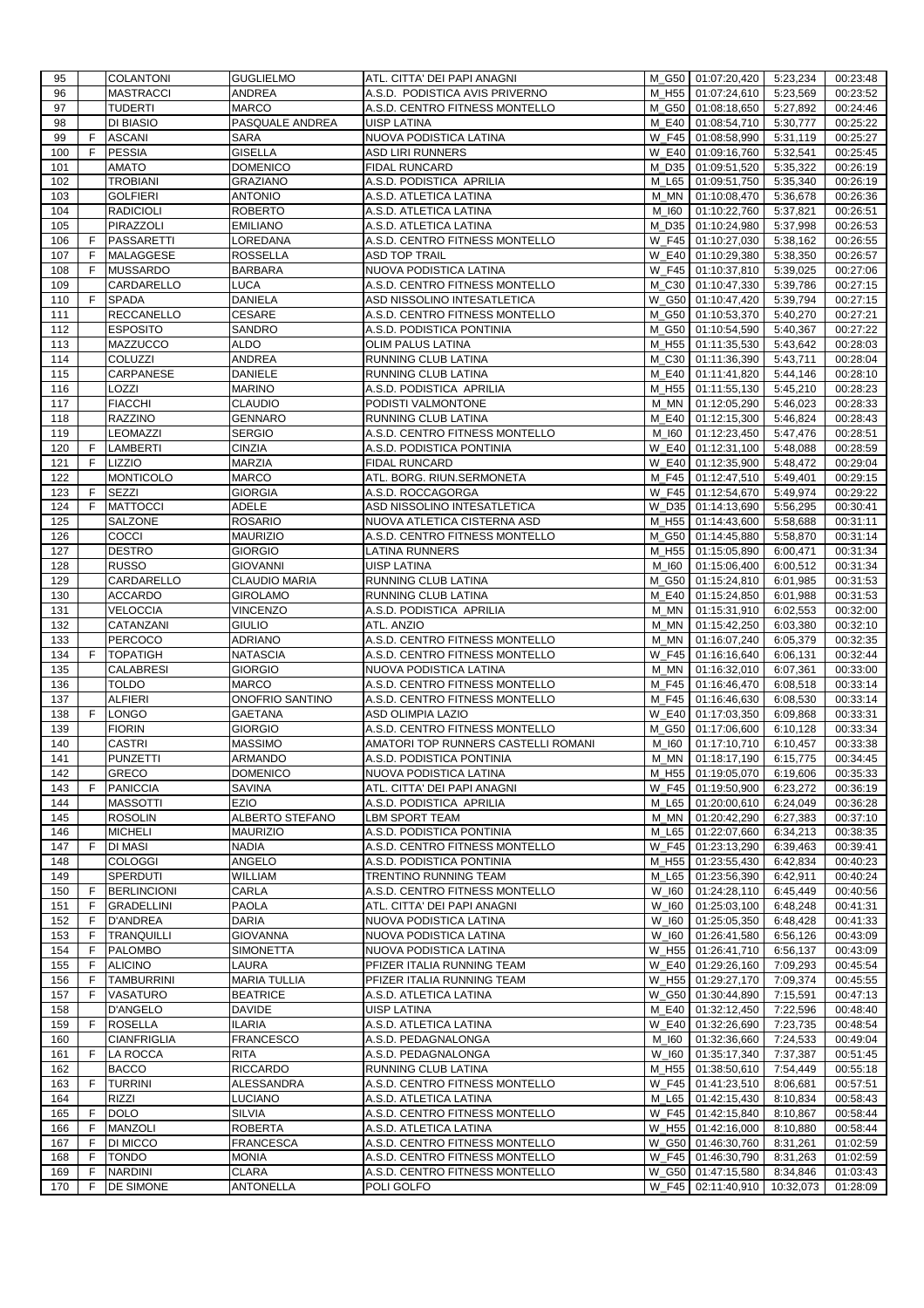| | | | | | | | | |
|---|---|---|---|---|---|---|---|---|
| 95 | | COLANTONI | GUGLIELMO | ATL. CITTA' DEI PAPI ANAGNI | M_G50 | 01:07:20,420 | 5:23,234 | 00:23:48 |
| 96 | | MASTRACCI | ANDREA | A.S.D. PODISTICA AVIS PRIVERNO | M_H55 | 01:07:24,610 | 5:23,569 | 00:23:52 |
| 97 | | TUDERTI | MARCO | A.S.D. CENTRO FITNESS MONTELLO | M_G50 | 01:08:18,650 | 5:27,892 | 00:24:46 |
| 98 | | DI BIASIO | PASQUALE ANDREA | UISP LATINA | M_E40 | 01:08:54,710 | 5:30,777 | 00:25:22 |
| 99 | F | ASCANI | SARA | NUOVA PODISTICA LATINA | W_F45 | 01:08:58,990 | 5:31,119 | 00:25:27 |
| 100 | F | PESSIA | GISELLA | ASD LIRI RUNNERS | W_E40 | 01:09:16,760 | 5:32,541 | 00:25:45 |
| 101 | | AMATO | DOMENICO | FIDAL RUNCARD | M_D35 | 01:09:51,520 | 5:35,322 | 00:26:19 |
| 102 | | TROBIANI | GRAZIANO | A.S.D. PODISTICA APRILIA | M_L65 | 01:09:51,750 | 5:35,340 | 00:26:19 |
| 103 | | GOLFIERI | ANTONIO | A.S.D. ATLETICA LATINA | M_MN | 01:10:08,470 | 5:36,678 | 00:26:36 |
| 104 | | RADICIOLI | ROBERTO | A.S.D. ATLETICA LATINA | M_I60 | 01:10:22,760 | 5:37,821 | 00:26:51 |
| 105 | | PIRAZZOLI | EMILIANO | A.S.D. ATLETICA LATINA | M_D35 | 01:10:24,980 | 5:37,998 | 00:26:53 |
| 106 | F | PASSARETTI | LOREDANA | A.S.D. CENTRO FITNESS MONTELLO | W_F45 | 01:10:27,030 | 5:38,162 | 00:26:55 |
| 107 | F | MALAGGESE | ROSSELLA | ASD TOP TRAIL | W_E40 | 01:10:29,380 | 5:38,350 | 00:26:57 |
| 108 | F | MUSSARDO | BARBARA | NUOVA PODISTICA LATINA | W_F45 | 01:10:37,810 | 5:39,025 | 00:27:06 |
| 109 | | CARDARELLO | LUCA | A.S.D. CENTRO FITNESS MONTELLO | M_C30 | 01:10:47,330 | 5:39,786 | 00:27:15 |
| 110 | F | SPADA | DANIELA | ASD NISSOLINO INTESATLETICA | W_G50 | 01:10:47,420 | 5:39,794 | 00:27:15 |
| 111 | | RECCANELLO | CESARE | A.S.D. CENTRO FITNESS MONTELLO | M_G50 | 01:10:53,370 | 5:40,270 | 00:27:21 |
| 112 | | ESPOSITO | SANDRO | A.S.D. PODISTICA PONTINIA | M_G50 | 01:10:54,590 | 5:40,367 | 00:27:22 |
| 113 | | MAZZUCCO | ALDO | OLIM PALUS LATINA | M_H55 | 01:11:35,530 | 5:43,642 | 00:28:03 |
| 114 | | COLUZZI | ANDREA | RUNNING CLUB LATINA | M_C30 | 01:11:36,390 | 5:43,711 | 00:28:04 |
| 115 | | CARPANESE | DANIELE | RUNNING CLUB LATINA | M_E40 | 01:11:41,820 | 5:44,146 | 00:28:10 |
| 116 | | LOZZI | MARINO | A.S.D. PODISTICA APRILIA | M_H55 | 01:11:55,130 | 5:45,210 | 00:28:23 |
| 117 | | FIACCHI | CLAUDIO | PODISTI VALMONTONE | M_MN | 01:12:05,290 | 5:46,023 | 00:28:33 |
| 118 | | RAZZINO | GENNARO | RUNNING CLUB LATINA | M_E40 | 01:12:15,300 | 5:46,824 | 00:28:43 |
| 119 | | LEOMAZZI | SERGIO | A.S.D. CENTRO FITNESS MONTELLO | M_I60 | 01:12:23,450 | 5:47,476 | 00:28:51 |
| 120 | F | LAMBERTI | CINZIA | A.S.D. PODISTICA PONTINIA | W_E40 | 01:12:31,100 | 5:48,088 | 00:28:59 |
| 121 | F | LIZZIO | MARZIA | FIDAL RUNCARD | W_E40 | 01:12:35,900 | 5:48,472 | 00:29:04 |
| 122 | | MONTICOLO | MARCO | ATL. BORG. RIUN.SERMONETA | M_F45 | 01:12:47,510 | 5:49,401 | 00:29:15 |
| 123 | F | SEZZI | GIORGIA | A.S.D. ROCCAGORGA | W_F45 | 01:12:54,670 | 5:49,974 | 00:29:22 |
| 124 | F | MATTOCCI | ADELE | ASD NISSOLINO INTESATLETICA | W_D35 | 01:14:13,690 | 5:56,295 | 00:30:41 |
| 125 | | SALZONE | ROSARIO | NUOVA ATLETICA CISTERNA ASD | M_H55 | 01:14:43,600 | 5:58,688 | 00:31:11 |
| 126 | | COCCI | MAURIZIO | A.S.D. CENTRO FITNESS MONTELLO | M_G50 | 01:14:45,880 | 5:58,870 | 00:31:14 |
| 127 | | DESTRO | GIORGIO | LATINA RUNNERS | M_H55 | 01:15:05,890 | 6:00,471 | 00:31:34 |
| 128 | | RUSSO | GIOVANNI | UISP LATINA | M_I60 | 01:15:06,400 | 6:00,512 | 00:31:34 |
| 129 | | CARDARELLO | CLAUDIO MARIA | RUNNING CLUB LATINA | M_G50 | 01:15:24,810 | 6:01,985 | 00:31:53 |
| 130 | | ACCARDO | GIROLAMO | RUNNING CLUB LATINA | M_E40 | 01:15:24,850 | 6:01,988 | 00:31:53 |
| 131 | | VELOCCIA | VINCENZO | A.S.D. PODISTICA APRILIA | M_MN | 01:15:31,910 | 6:02,553 | 00:32:00 |
| 132 | | CATANZANI | GIULIO | ATL. ANZIO | M_MN | 01:15:42,250 | 6:03,380 | 00:32:10 |
| 133 | | PERCOCO | ADRIANO | A.S.D. CENTRO FITNESS MONTELLO | M_MN | 01:16:07,240 | 6:05,379 | 00:32:35 |
| 134 | F | TOPATIGH | NATASCIA | A.S.D. CENTRO FITNESS MONTELLO | W_F45 | 01:16:16,640 | 6:06,131 | 00:32:44 |
| 135 | | CALABRESI | GIORGIO | NUOVA PODISTICA LATINA | M_MN | 01:16:32,010 | 6:07,361 | 00:33:00 |
| 136 | | TOLDO | MARCO | A.S.D. CENTRO FITNESS MONTELLO | M_F45 | 01:16:46,470 | 6:08,518 | 00:33:14 |
| 137 | | ALFIERI | ONOFRIO SANTINO | A.S.D. CENTRO FITNESS MONTELLO | M_F45 | 01:16:46,630 | 6:08,530 | 00:33:14 |
| 138 | F | LONGO | GAETANA | ASD OLIMPIA LAZIO | W_E40 | 01:17:03,350 | 6:09,868 | 00:33:31 |
| 139 | | FIORIN | GIORGIO | A.S.D. CENTRO FITNESS MONTELLO | M_G50 | 01:17:06,600 | 6:10,128 | 00:33:34 |
| 140 | | CASTRI | MASSIMO | AMATORI TOP RUNNERS CASTELLI ROMANI | M_I60 | 01:17:10,710 | 6:10,457 | 00:33:38 |
| 141 | | PUNZETTI | ARMANDO | A.S.D. PODISTICA PONTINIA | M_MN | 01:18:17,190 | 6:15,775 | 00:34:45 |
| 142 | | GRECO | DOMENICO | NUOVA PODISTICA LATINA | M_H55 | 01:19:05,070 | 6:19,606 | 00:35:33 |
| 143 | F | PANICCIA | SAVINA | ATL. CITTA' DEI PAPI ANAGNI | W_F45 | 01:19:50,900 | 6:23,272 | 00:36:19 |
| 144 | | MASSOTTI | EZIO | A.S.D. PODISTICA APRILIA | M_L65 | 01:20:00,610 | 6:24,049 | 00:36:28 |
| 145 | | ROSOLIN | ALBERTO STEFANO | LBM SPORT TEAM | M_MN | 01:20:42,290 | 6:27,383 | 00:37:10 |
| 146 | | MICHELI | MAURIZIO | A.S.D. PODISTICA PONTINIA | M_L65 | 01:22:07,660 | 6:34,213 | 00:38:35 |
| 147 | F | DI MASI | NADIA | A.S.D. CENTRO FITNESS MONTELLO | W_F45 | 01:23:13,290 | 6:39,463 | 00:39:41 |
| 148 | | COLOGGI | ANGELO | A.S.D. PODISTICA PONTINIA | M_H55 | 01:23:55,430 | 6:42,834 | 00:40:23 |
| 149 | | SPERDUTI | WILLIAM | TRENTINO RUNNING TEAM | M_L65 | 01:23:56,390 | 6:42,911 | 00:40:24 |
| 150 | F | BERLINCIONI | CARLA | A.S.D. CENTRO FITNESS MONTELLO | W_I60 | 01:24:28,110 | 6:45,449 | 00:40:56 |
| 151 | F | GRADELLINI | PAOLA | ATL. CITTA' DEI PAPI ANAGNI | W_I60 | 01:25:03,100 | 6:48,248 | 00:41:31 |
| 152 | F | D'ANDREA | DARIA | NUOVA PODISTICA LATINA | W_I60 | 01:25:05,350 | 6:48,428 | 00:41:33 |
| 153 | F | TRANQUILLI | GIOVANNA | NUOVA PODISTICA LATINA | W_I60 | 01:26:41,580 | 6:56,126 | 00:43:09 |
| 154 | F | PALOMBO | SIMONETTA | NUOVA PODISTICA LATINA | W_H55 | 01:26:41,710 | 6:56,137 | 00:43:09 |
| 155 | F | ALICINO | LAURA | PFIZER ITALIA RUNNING TEAM | W_E40 | 01:29:26,160 | 7:09,293 | 00:45:54 |
| 156 | F | TAMBURRINI | MARIA TULLIA | PFIZER ITALIA RUNNING TEAM | W_H55 | 01:29:27,170 | 7:09,374 | 00:45:55 |
| 157 | F | VASATURO | BEATRICE | A.S.D. ATLETICA LATINA | W_G50 | 01:30:44,890 | 7:15,591 | 00:47:13 |
| 158 | | D'ANGELO | DAVIDE | UISP LATINA | M_E40 | 01:32:12,450 | 7:22,596 | 00:48:40 |
| 159 | F | ROSELLA | ILARIA | A.S.D. ATLETICA LATINA | W_E40 | 01:32:26,690 | 7:23,735 | 00:48:54 |
| 160 | | CIANFRIGLIA | FRANCESCO | A.S.D. PEDAGNALONGA | M_I60 | 01:32:36,660 | 7:24,533 | 00:49:04 |
| 161 | F | LA ROCCA | RITA | A.S.D. PEDAGNALONGA | W_I60 | 01:35:17,340 | 7:37,387 | 00:51:45 |
| 162 | | BACCO | RICCARDO | RUNNING CLUB LATINA | M_H55 | 01:38:50,610 | 7:54,449 | 00:55:18 |
| 163 | F | TURRINI | ALESSANDRA | A.S.D. CENTRO FITNESS MONTELLO | W_F45 | 01:41:23,510 | 8:06,681 | 00:57:51 |
| 164 | | RIZZI | LUCIANO | A.S.D. ATLETICA LATINA | M_L65 | 01:42:15,430 | 8:10,834 | 00:58:43 |
| 165 | F | DOLO | SILVIA | A.S.D. CENTRO FITNESS MONTELLO | W_F45 | 01:42:15,840 | 8:10,867 | 00:58:44 |
| 166 | F | MANZOLI | ROBERTA | A.S.D. ATLETICA LATINA | W_H55 | 01:42:16,000 | 8:10,880 | 00:58:44 |
| 167 | F | DI MICCO | FRANCESCA | A.S.D. CENTRO FITNESS MONTELLO | W_G50 | 01:46:30,760 | 8:31,261 | 01:02:59 |
| 168 | F | TONDO | MONIA | A.S.D. CENTRO FITNESS MONTELLO | W_F45 | 01:46:30,790 | 8:31,263 | 01:02:59 |
| 169 | F | NARDINI | CLARA | A.S.D. CENTRO FITNESS MONTELLO | W_G50 | 01:47:15,580 | 8:34,846 | 01:03:43 |
| 170 | F | DE SIMONE | ANTONELLA | POLI GOLFO | W_F45 | 02:11:40,910 | 10:32,073 | 01:28:09 |